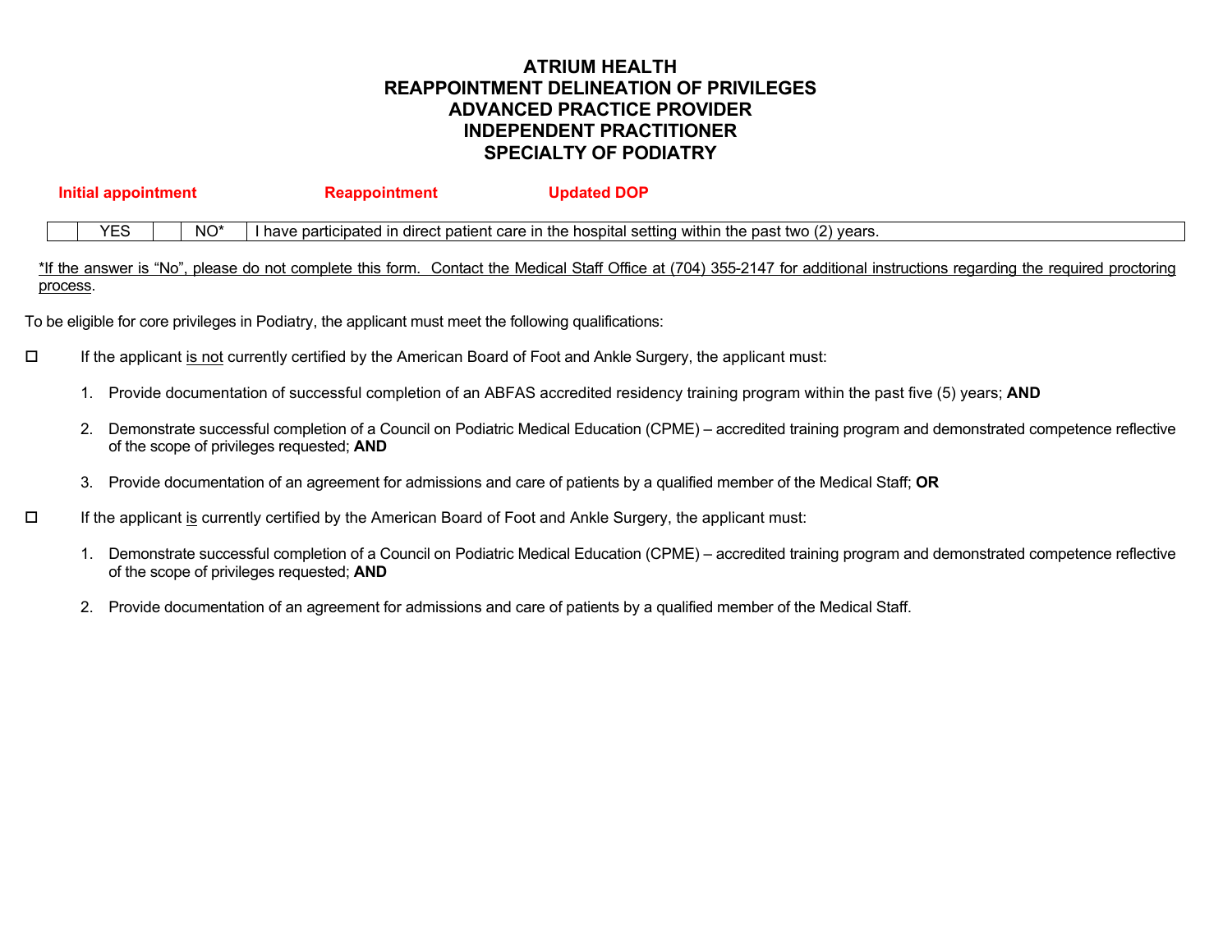# ATRIUM HEALTH
# REAPPOINTMENT DELINEATION OF PRIVILEGES
# ADVANCED PRACTICE PROVIDER
# INDEPENDENT PRACTITIONER
# SPECIALTY OF PODIATRY

**Initial appointment** **Reappointment** **Updated DOP**

| | YES | | NO* | I have participated in direct patient care in the hospital setting within the past two (2) years. |
|---|---|---|---|---|

*If the answer is "No", please do not complete this form. Contact the Medical Staff Office at (704) 355-2147 for additional instructions regarding the required proctoring process.

To be eligible for core privileges in Podiatry, the applicant must meet the following qualifications:

☐ If the applicant is not currently certified by the American Board of Foot and Ankle Surgery, the applicant must:

1. Provide documentation of successful completion of an ABFAS accredited residency training program within the past five (5) years; **AND**
2. Demonstrate successful completion of a Council on Podiatric Medical Education (CPME) – accredited training program and demonstrated competence reflective of the scope of privileges requested; **AND**
3. Provide documentation of an agreement for admissions and care of patients by a qualified member of the Medical Staff; **OR**

☐ If the applicant is currently certified by the American Board of Foot and Ankle Surgery, the applicant must:

1. Demonstrate successful completion of a Council on Podiatric Medical Education (CPME) – accredited training program and demonstrated competence reflective of the scope of privileges requested; **AND**
2. Provide documentation of an agreement for admissions and care of patients by a qualified member of the Medical Staff.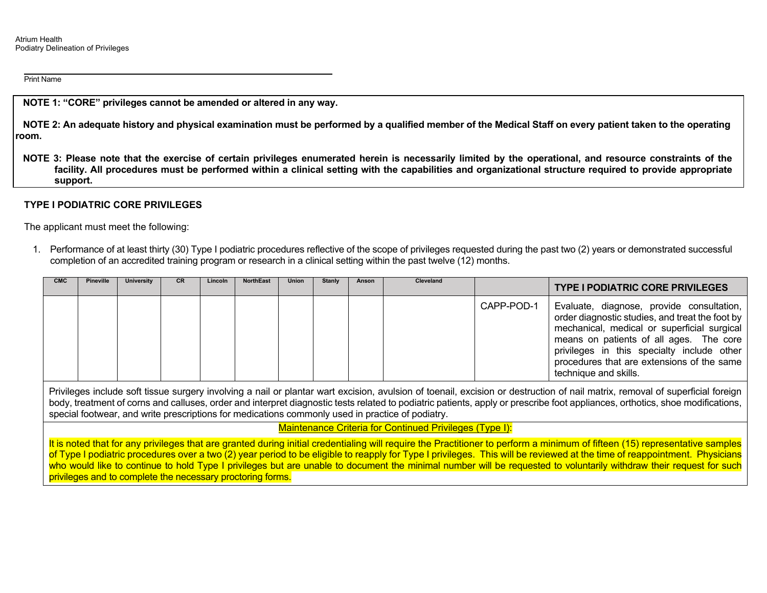Atrium Health
Podiatry Delineation of Privileges

_______________________________________________
Print Name

**NOTE 1: "CORE" privileges cannot be amended or altered in any way.**

**NOTE 2: An adequate history and physical examination must be performed by a qualified member of the Medical Staff on every patient taken to the operating room.**

**NOTE 3: Please note that the exercise of certain privileges enumerated herein is necessarily limited by the operational, and resource constraints of the facility. All procedures must be performed within a clinical setting with the capabilities and organizational structure required to provide appropriate support.**

**TYPE I PODIATRIC CORE PRIVILEGES**

The applicant must meet the following:

1. Performance of at least thirty (30) Type I podiatric procedures reflective of the scope of privileges requested during the past two (2) years or demonstrated successful completion of an accredited training program or research in a clinical setting within the past twelve (12) months.

| CMC | Pineville | University | CR | Lincoln | NorthEast | Union | Stanly | Anson | Cleveland | | TYPE I PODIATRIC CORE PRIVILEGES |
|---|---|---|---|---|---|---|---|---|---|---|---|
| | | | | | | | | | | CAPP-POD-1 | Evaluate, diagnose, provide consultation, order diagnostic studies, and treat the foot by mechanical, medical or superficial surgical means on patients of all ages. The core privileges in this specialty include other procedures that are extensions of the same technique and skills. |
| Privileges include soft tissue surgery involving a nail or plantar wart excision, avulsion of toenail, excision or destruction of nail matrix, removal of superficial foreign body, treatment of corns and calluses, order and interpret diagnostic tests related to podiatric patients, apply or prescribe foot appliances, orthotics, shoe modifications, special footwear, and write prescriptions for medications commonly used in practice of podiatry. | | | | | | | | | | | |
| Maintenance Criteria for Continued Privileges (Type I): | | | | | | | | | | | |
| It is noted that for any privileges that are granted during initial credentialing will require the Practitioner to perform a minimum of fifteen (15) representative samples of Type I podiatric procedures over a two (2) year period to be eligible to reapply for Type I privileges. This will be reviewed at the time of reappointment. Physicians who would like to continue to hold Type I privileges but are unable to document the minimal number will be requested to voluntarily withdraw their request for such privileges and to complete the necessary proctoring forms. | | | | | | | | | | | |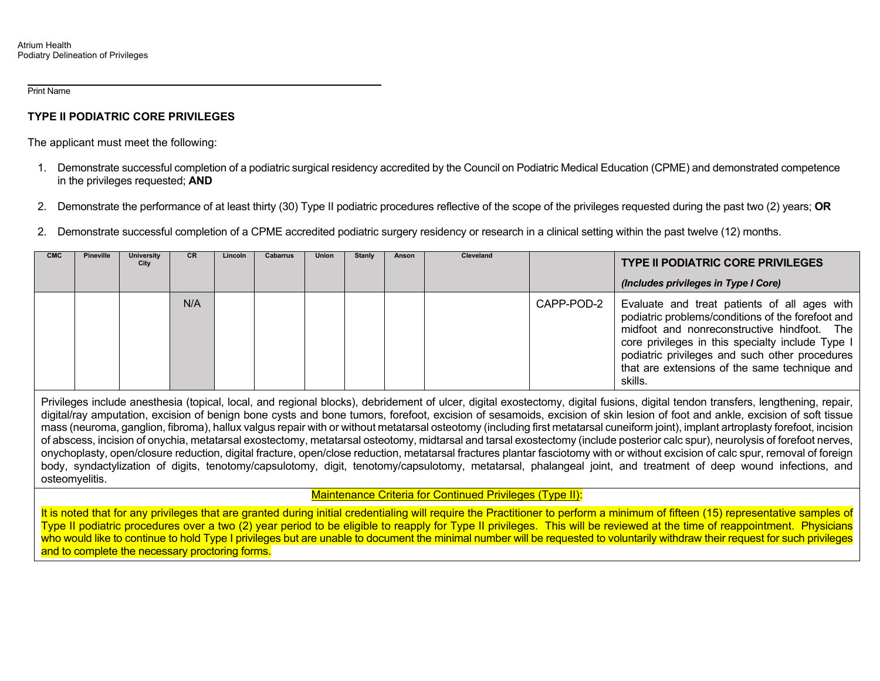Print Name

**TYPE II PODIATRIC CORE PRIVILEGES**

The applicant must meet the following:

1. Demonstrate successful completion of a podiatric surgical residency accredited by the Council on Podiatric Medical Education (CPME) and demonstrated competence in the privileges requested; **AND**

2. Demonstrate the performance of at least thirty (30) Type II podiatric procedures reflective of the scope of the privileges requested during the past two (2) years; **OR**

2. Demonstrate successful completion of a CPME accredited podiatric surgery residency or research in a clinical setting within the past twelve (12) months.

| CMC | Pineville | University City | CR | Lincoln | Cabarrus | Union | Stanly | Anson | Cleveland | | **TYPE II PODIATRIC CORE PRIVILEGES** ***(Includes privileges in Type I Core)*** |
|---|---|---|---|---|---|---|---|---|---|---|---|
| | | | N/A | | | | | | | CAPP-POD-2 | Evaluate and treat patients of all ages with podiatric problems/conditions of the forefoot and midfoot and nonreconstructive hindfoot. The core privileges in this specialty include Type I podiatric privileges and such other procedures that are extensions of the same technique and skills. |

Privileges include anesthesia (topical, local, and regional blocks), debridement of ulcer, digital exostectomy, digital fusions, digital tendon transfers, lengthening, repair, digital/ray amputation, excision of benign bone cysts and bone tumors, forefoot, excision of sesamoids, excision of skin lesion of foot and ankle, excision of soft tissue mass (neuroma, ganglion, fibroma), hallux valgus repair with or without metatarsal osteotomy (including first metatarsal cuneiform joint), implant artroplasty forefoot, incision of abscess, incision of onychia, metatarsal exostectomy, metatarsal osteotomy, midtarsal and tarsal exostectomy (include posterior calc spur), neurolysis of forefoot nerves, onychoplasty, open/closure reduction, digital fracture, open/close reduction, metatarsal fractures plantar fasciotomy with or without excision of calc spur, removal of foreign body, syndactylization of digits, tenotomy/capsulotomy, digit, tenotomy/capsulotomy, metatarsal, phalangeal joint, and treatment of deep wound infections, and osteomyelitis.

Maintenance Criteria for Continued Privileges (Type II):

It is noted that for any privileges that are granted during initial credentialing will require the Practitioner to perform a minimum of fifteen (15) representative samples of Type II podiatric procedures over a two (2) year period to be eligible to reapply for Type II privileges. This will be reviewed at the time of reappointment. Physicians who would like to continue to hold Type I privileges but are unable to document the minimal number will be requested to voluntarily withdraw their request for such privileges and to complete the necessary proctoring forms.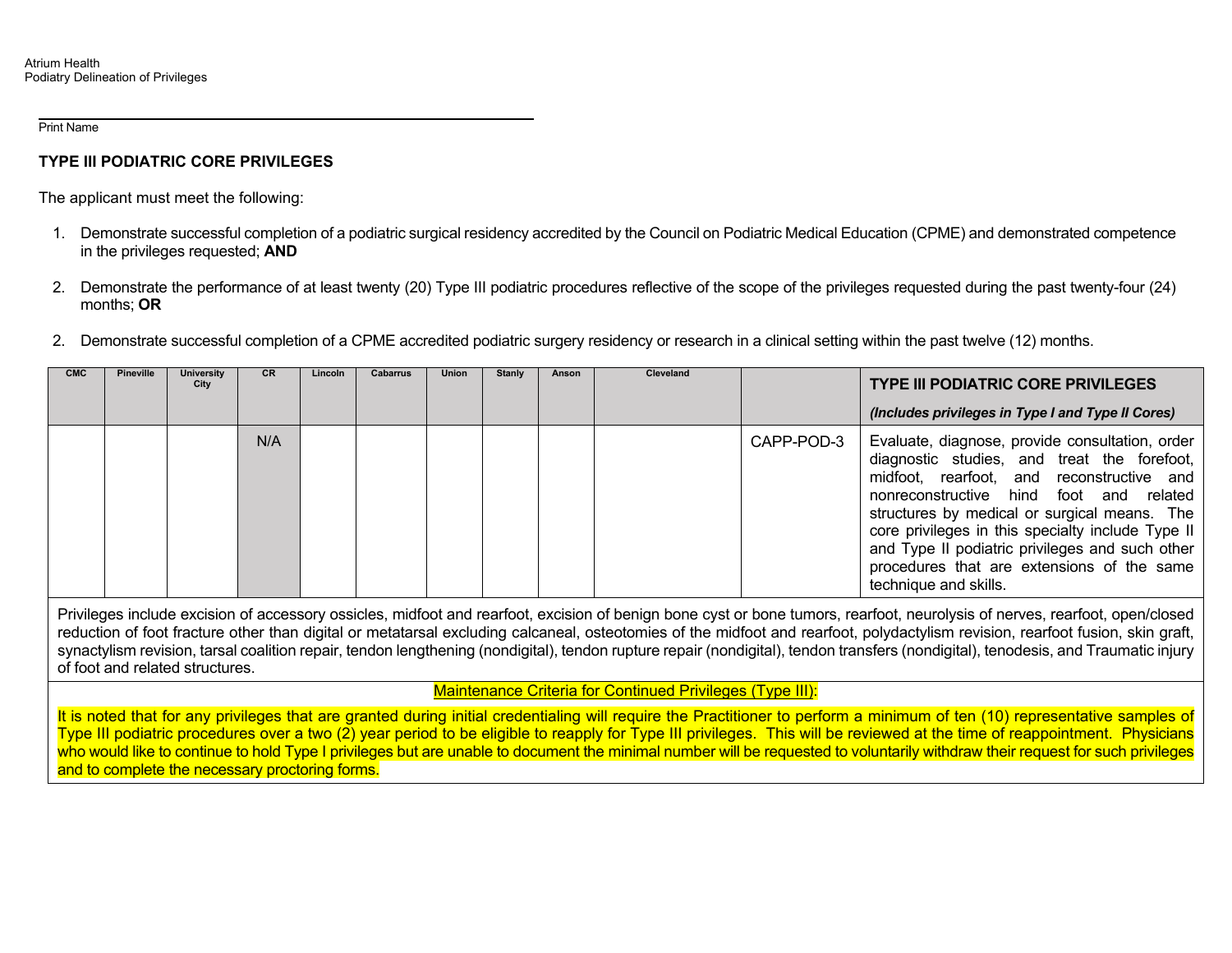Print Name

**TYPE III PODIATRIC CORE PRIVILEGES**

The applicant must meet the following:

1. Demonstrate successful completion of a podiatric surgical residency accredited by the Council on Podiatric Medical Education (CPME) and demonstrated competence in the privileges requested; **AND**

2. Demonstrate the performance of at least twenty (20) Type III podiatric procedures reflective of the scope of the privileges requested during the past twenty-four (24) months; **OR**

2. Demonstrate successful completion of a CPME accredited podiatric surgery residency or research in a clinical setting within the past twelve (12) months.

| CMC | Pineville | University City | CR | Lincoln | Cabarrus | Union | Stanly | Anson | Cleveland | | **TYPE III PODIATRIC CORE PRIVILEGES** *(Includes privileges in Type I and Type II Cores)* |
|---|---|---|---|---|---|---|---|---|---|---|---|
| | | | N/A | | | | | | | CAPP-POD-3 | Evaluate, diagnose, provide consultation, order diagnostic studies, and treat the forefoot, midfoot, rearfoot, and reconstructive and nonreconstructive hind foot and related structures by medical or surgical means. The core privileges in this specialty include Type II and Type II podiatric privileges and such other procedures that are extensions of the same technique and skills. |

Privileges include excision of accessory ossicles, midfoot and rearfoot, excision of benign bone cyst or bone tumors, rearfoot, neurolysis of nerves, rearfoot, open/closed reduction of foot fracture other than digital or metatarsal excluding calcaneal, osteotomies of the midfoot and rearfoot, polydactylism revision, rearfoot fusion, skin graft, synactylism revision, tarsal coalition repair, tendon lengthening (nondigital), tendon rupture repair (nondigital), tendon transfers (nondigital), tenodesis, and Traumatic injury of foot and related structures.

Maintenance Criteria for Continued Privileges (Type III):

It is noted that for any privileges that are granted during initial credentialing will require the Practitioner to perform a minimum of ten (10) representative samples of Type III podiatric procedures over a two (2) year period to be eligible to reapply for Type III privileges. This will be reviewed at the time of reappointment. Physicians who would like to continue to hold Type I privileges but are unable to document the minimal number will be requested to voluntarily withdraw their request for such privileges and to complete the necessary proctoring forms.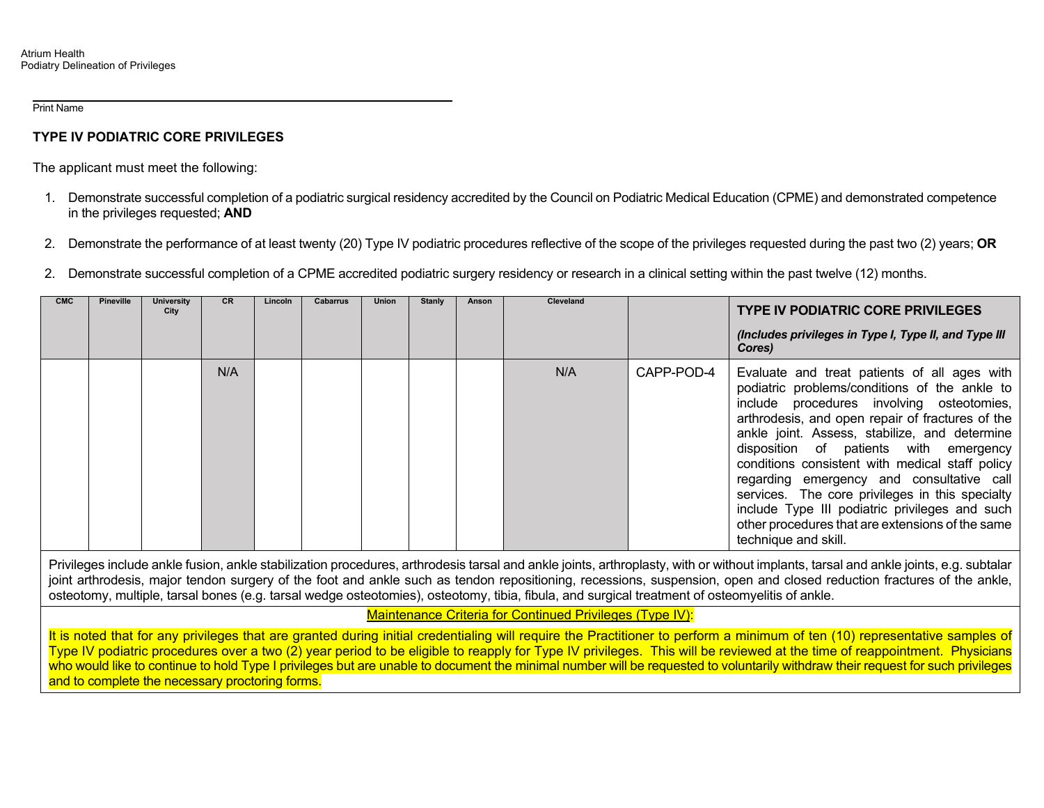Print Name

**TYPE IV PODIATRIC CORE PRIVILEGES**

The applicant must meet the following:

1. Demonstrate successful completion of a podiatric surgical residency accredited by the Council on Podiatric Medical Education (CPME) and demonstrated competence in the privileges requested; **AND**

2. Demonstrate the performance of at least twenty (20) Type IV podiatric procedures reflective of the scope of the privileges requested during the past two (2) years; **OR**

2. Demonstrate successful completion of a CPME accredited podiatric surgery residency or research in a clinical setting within the past twelve (12) months.

| CMC | Pineville | University City | CR | Lincoln | Cabarrus | Union | Stanly | Anson | Cleveland | | **TYPE IV PODIATRIC CORE PRIVILEGES** ***(Includes privileges in Type I, Type II, and Type III Cores)*** |
|---|---|---|---|---|---|---|---|---|---|---|---|
| | | | N/A | | | | | | N/A | CAPP-POD-4 | Evaluate and treat patients of all ages with podiatric problems/conditions of the ankle to include procedures involving osteotomies, arthrodesis, and open repair of fractures of the ankle joint. Assess, stabilize, and determine disposition of patients with emergency conditions consistent with medical staff policy regarding emergency and consultative call services. The core privileges in this specialty include Type III podiatric privileges and such other procedures that are extensions of the same technique and skill. |
| Privileges include ankle fusion, ankle stabilization procedures, arthrodesis tarsal and ankle joints, arthroplasty, with or without implants, tarsal and ankle joints, e.g. subtalar joint arthrodesis, major tendon surgery of the foot and ankle such as tendon repositioning, recessions, suspension, open and closed reduction fractures of the ankle, osteotomy, multiple, tarsal bones (e.g. tarsal wedge osteotomies), osteotomy, tibia, fibula, and surgical treatment of osteomyelitis of ankle. | | | | | | | | | | | |
| Maintenance Criteria for Continued Privileges (Type IV): | | | | | | | | | | | |
| It is noted that for any privileges that are granted during initial credentialing will require the Practitioner to perform a minimum of ten (10) representative samples of Type IV podiatric procedures over a two (2) year period to be eligible to reapply for Type IV privileges. This will be reviewed at the time of reappointment. Physicians who would like to continue to hold Type I privileges but are unable to document the minimal number will be requested to voluntarily withdraw their request for such privileges and to complete the necessary proctoring forms. | | | | | | | | | | | |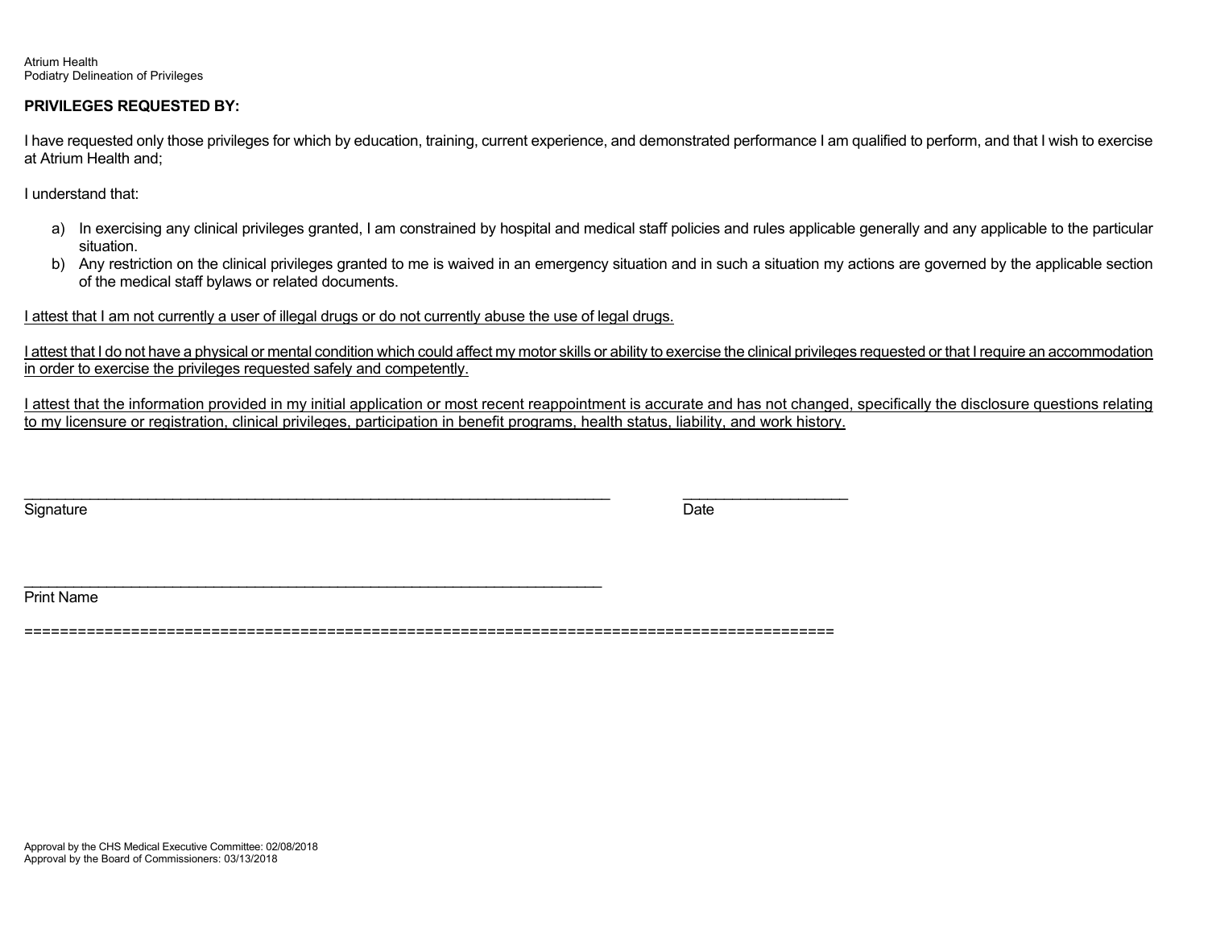**PRIVILEGES REQUESTED BY:**

I have requested only those privileges for which by education, training, current experience, and demonstrated performance I am qualified to perform, and that I wish to exercise at Atrium Health and;

I understand that:

a) In exercising any clinical privileges granted, I am constrained by hospital and medical staff policies and rules applicable generally and any applicable to the particular situation.
b) Any restriction on the clinical privileges granted to me is waived in an emergency situation and in such a situation my actions are governed by the applicable section of the medical staff bylaws or related documents.

<u>I attest that I am not currently a user of illegal drugs or do not currently abuse the use of legal drugs.</u>

<u>I attest that I do not have a physical or mental condition which could affect my motor skills or ability to exercise the clinical privileges requested or that I require an accommodation in order to exercise the privileges requested safely and competently.</u>

<u>I attest that the information provided in my initial application or most recent reappointment is accurate and has not changed, specifically the disclosure questions relating to my licensure or registration, clinical privileges, participation in benefit programs, health status, liability, and work history.</u>

\_\_\_\_\_\_\_\_\_\_\_\_\_\_\_\_\_\_\_\_\_\_\_\_\_\_\_\_\_\_\_\_\_\_\_\_\_\_\_\_\_\_\_\_\_\_\_\_\_\_\_\_\_\_\_\_\_\_\_\_\_\_\_\_\_\_\_\_\_\_ \_\_\_\_\_\_\_\_\_\_\_\_\_\_\_\_\_\_\_\_
Signature Date

\_\_\_\_\_\_\_\_\_\_\_\_\_\_\_\_\_\_\_\_\_\_\_\_\_\_\_\_\_\_\_\_\_\_\_\_\_\_\_\_\_\_\_\_\_\_\_\_\_\_\_\_\_\_\_\_\_\_\_\_\_\_\_\_\_\_\_\_\_\_
Print Name

==========================================================================================

Approval by the CHS Medical Executive Committee: 02/08/2018
Approval by the Board of Commissioners: 03/13/2018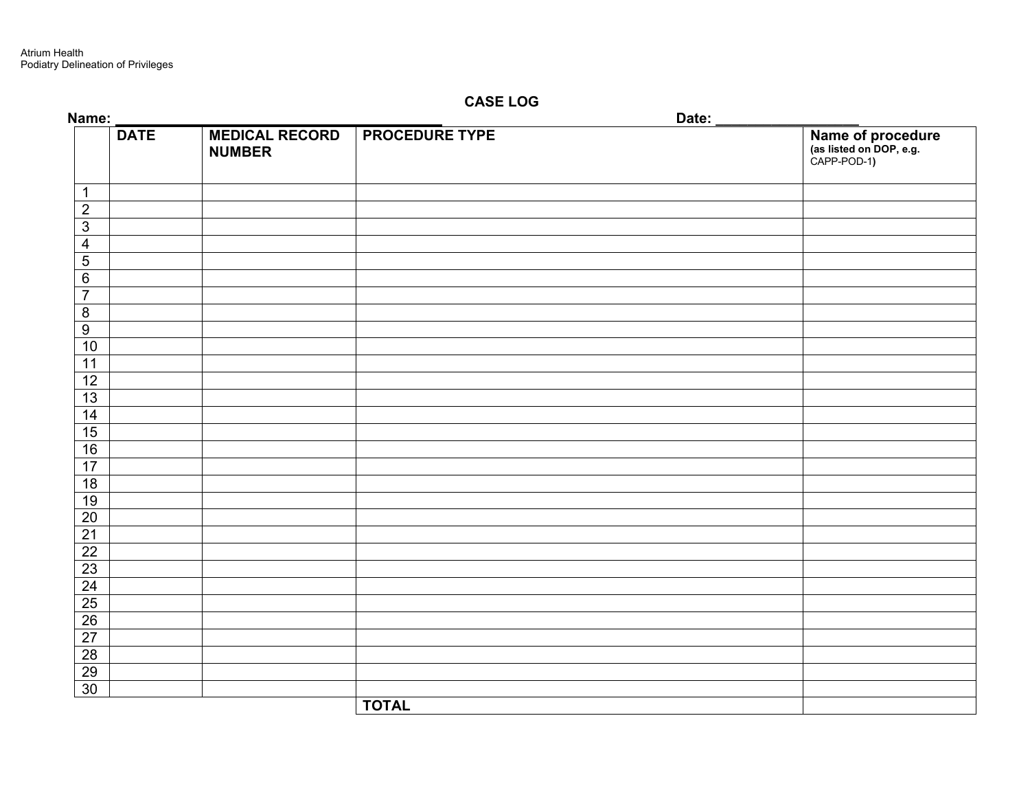Atrium Health
Podiatry Delineation of Privileges

## CASE LOG

**Name:** ______________________________________ **Date:** __________________

| | DATE | MEDICAL RECORD NUMBER | PROCEDURE TYPE | Name of procedure (as listed on DOP, e.g. CAPP-POD-1) |
|---|---|---|---|---|
| 1 | | | | |
| 2 | | | | |
| 3 | | | | |
| 4 | | | | |
| 5 | | | | |
| 6 | | | | |
| 7 | | | | |
| 8 | | | | |
| 9 | | | | |
| 10 | | | | |
| 11 | | | | |
| 12 | | | | |
| 13 | | | | |
| 14 | | | | |
| 15 | | | | |
| 16 | | | | |
| 17 | | | | |
| 18 | | | | |
| 19 | | | | |
| 20 | | | | |
| 21 | | | | |
| 22 | | | | |
| 23 | | | | |
| 24 | | | | |
| 25 | | | | |
| 26 | | | | |
| 27 | | | | |
| 28 | | | | |
| 29 | | | | |
| 30 | | | | |
| | | | **TOTAL** | |